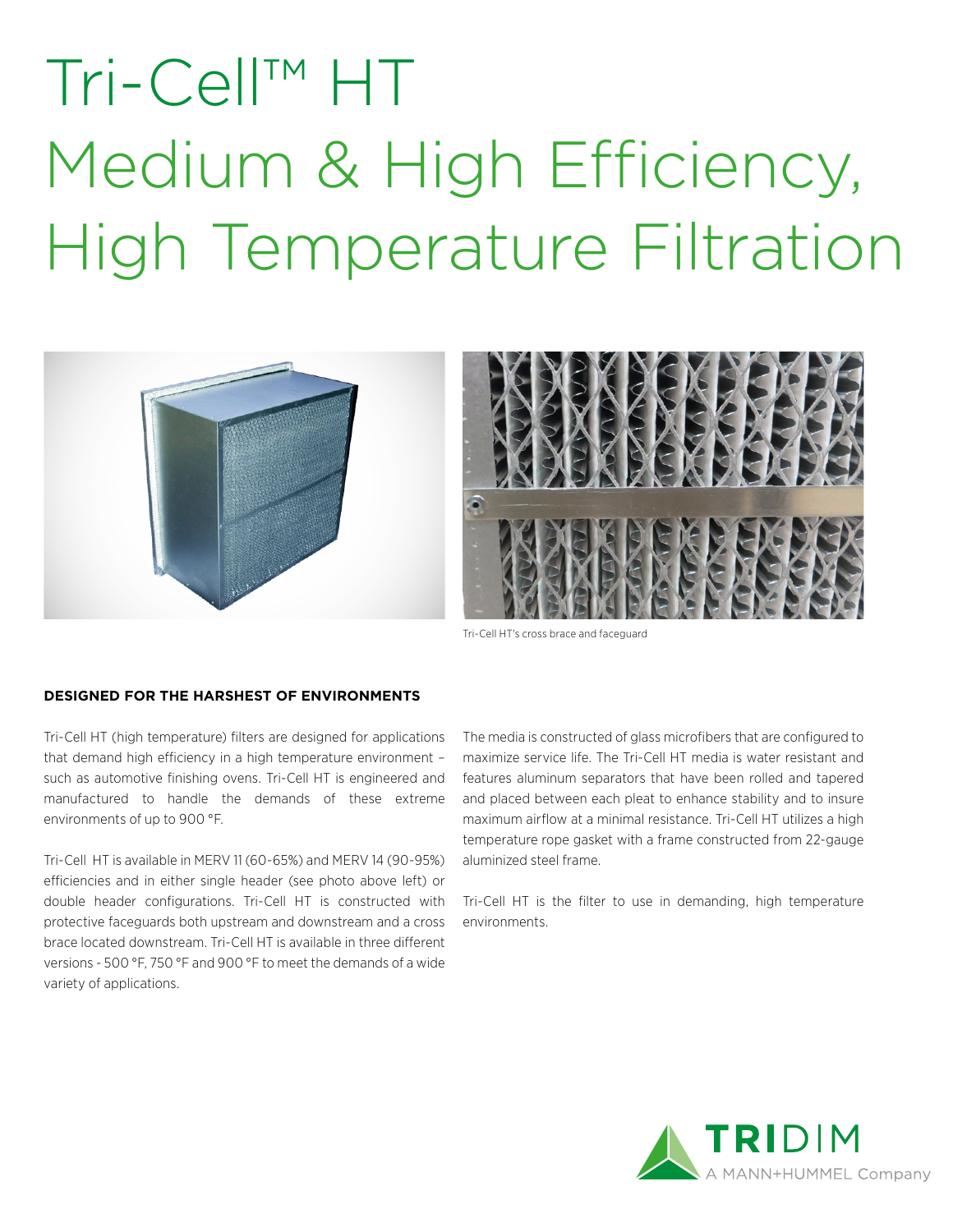# Tri-Cell™ HT Medium & High Efficiency, High Temperature Filtration

Tri-Cell HT's cross brace and faceguard

## DESIGNED FOR THE HARSHEST OF ENVIRONMENTS

Tri-Cell HT (high temperature) filters are designed for applications that demand high efficiency in a high temperature environment – such as automotive finishing ovens. Tri-Cell HT is engineered and manufactured to handle the demands of these extreme environments of up to 900 °F.

Tri-Cell HT is available in MERV 11 (60-65%) and MERV 14 (90-95%) efficiencies and in either single header (see photo above left) or double header configurations. Tri-Cell HT is constructed with protective faceguards both upstream and downstream and a cross brace located downstream. Tri-Cell HT is available in three different versions - 500 °F, 750 °F and 900 °F to meet the demands of a wide variety of applications.

The media is constructed of glass microfibers that are configured to maximize service life. The Tri-Cell HT media is water resistant and features aluminum separators that have been rolled and tapered and placed between each pleat to enhance stability and to insure maximum airflow at a minimal resistance. Tri-Cell HT utilizes a high temperature rope gasket with a frame constructed from 22-gauge aluminized steel frame.

Tri-Cell HT is the filter to use in demanding, high temperature environments.

TRIDIM
A MANN+HUMMEL Company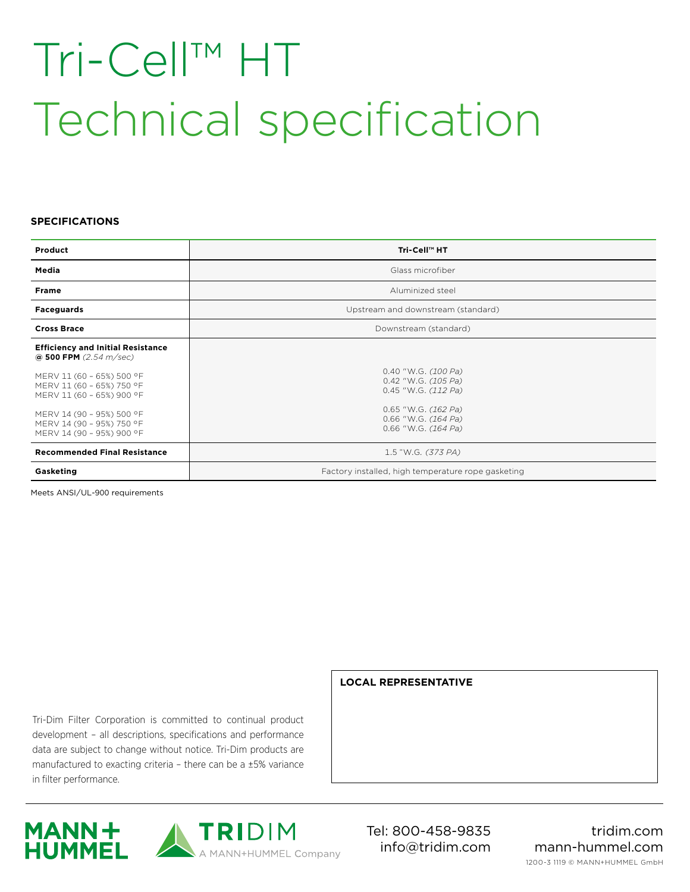# Tri-Cell™ HT
# Technical specification

**SPECIFICATIONS**

| **Product** | **Tri-Cell™ HT** |
|---|---|
| **Media** | Glass microfiber |
| **Frame** | Aluminized steel |
| **Faceguards** | Upstream and downstream (standard) |
| **Cross Brace** | Downstream (standard) |
| **Efficiency and Initial Resistance @ 500 FPM** *(2.54 m/sec)* | |
| MERV 11 (60 – 65%) 500 °F | 0.40 "W.G. *(100 Pa)* |
| MERV 11 (60 – 65%) 750 °F | 0.42 "W.G. *(105 Pa)* |
| MERV 11 (60 – 65%) 900 °F | 0.45 "W.G. *(112 Pa)* |
| MERV 14 (90 – 95%) 500 °F | 0.65 "W.G. *(162 Pa)* |
| MERV 14 (90 – 95%) 750 °F | 0.66 "W.G. *(164 Pa)* |
| MERV 14 (90 – 95%) 900 °F | 0.66 "W.G. *(164 Pa)* |
| **Recommended Final Resistance** | 1.5 "W.G. *(373 PA)* |
| **Gasketing** | Factory installed, high temperature rope gasketing |

Meets ANSI/UL-900 requirements

Tri-Dim Filter Corporation is committed to continual product development – all descriptions, specifications and performance data are subject to change without notice. Tri-Dim products are manufactured to exacting criteria – there can be a ±5% variance in filter performance.

**LOCAL REPRESENTATIVE**

MANN+HUMMEL

TRIDIM
A MANN+HUMMEL Company

Tel: 800-458-9835
info@tridim.com

tridim.com
mann-hummel.com

1200-3 1119 © MANN+HUMMEL GmbH